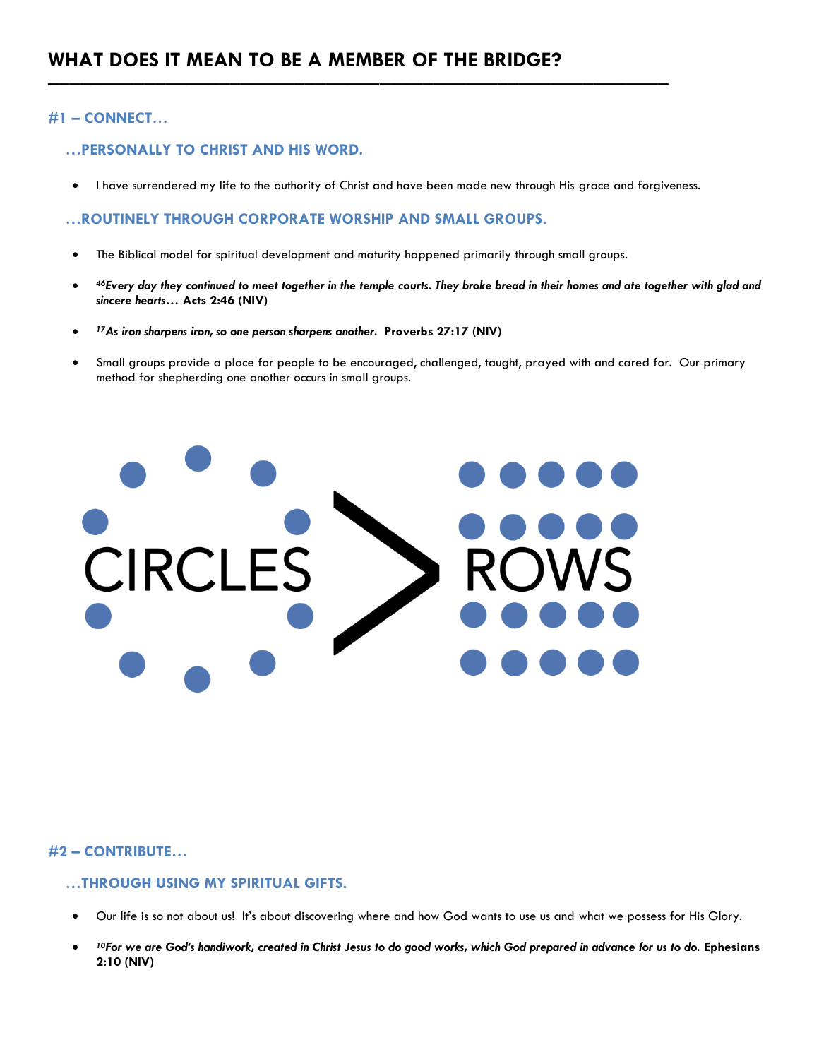# WHAT DOES IT MEAN TO BE A MEMBER OF THE BRIDGE?

## #1 – CONNECT…

### …PERSONALLY TO CHRIST AND HIS WORD.

- I have surrendered my life to the authority of Christ and have been made new through His grace and forgiveness.

### …ROUTINELY THROUGH CORPORATE WORSHIP AND SMALL GROUPS.

- The Biblical model for spiritual development and maturity happened primarily through small groups.
- *[46]Every day they continued to meet together in the temple courts. They broke bread in their homes and ate together with glad and sincere hearts…* **Acts 2:46 (NIV)**
- *[17]As iron sharpens iron, so one person sharpens another.* **Proverbs 27:17 (NIV)**
- Small groups provide a place for people to be encouraged, challenged, taught, prayed with and cared for. Our primary method for shepherding one another occurs in small groups.

CIRCLES > ROWS

## #2 – CONTRIBUTE…

### …THROUGH USING MY SPIRITUAL GIFTS.

- Our life is so not about us! It's about discovering where and how God wants to use us and what we possess for His Glory.
- *[10]For we are God's handiwork, created in Christ Jesus to do good works, which God prepared in advance for us to do.* **Ephesians 2:10 (NIV)**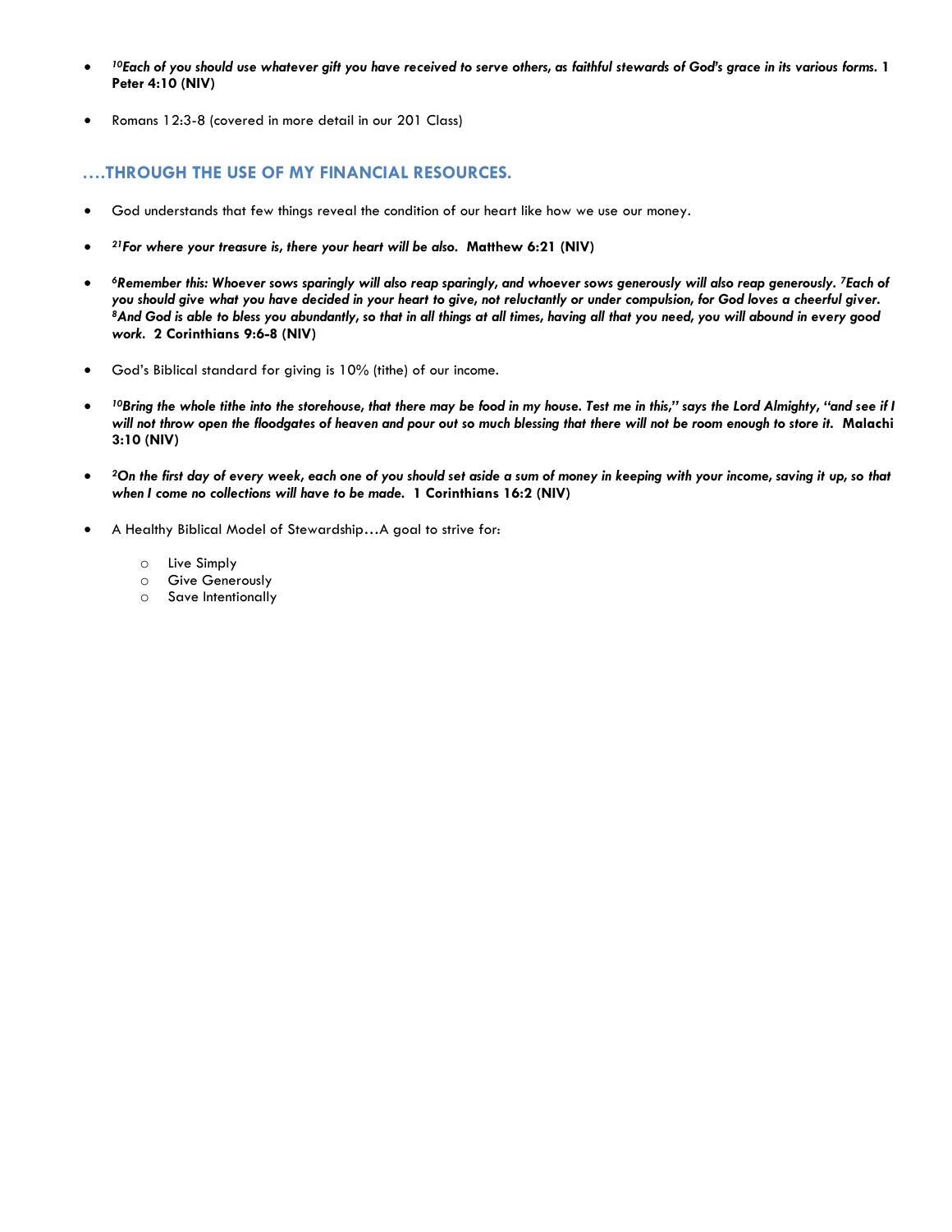- ***[10]Each of you should use whatever gift you have received to serve others, as faithful stewards of God's grace in its various forms.* 1 Peter 4:10 (NIV)**

- Romans 12:3-8 (covered in more detail in our 201 Class)

## ….THROUGH THE USE OF MY FINANCIAL RESOURCES.

- God understands that few things reveal the condition of our heart like how we use our money.

- ***[21]For where your treasure is, there your heart will be also.* Matthew 6:21 (NIV)**

- ***[6]Remember this: Whoever sows sparingly will also reap sparingly, and whoever sows generously will also reap generously. [7]Each of you should give what you have decided in your heart to give, not reluctantly or under compulsion, for God loves a cheerful giver. [8]And God is able to bless you abundantly, so that in all things at all times, having all that you need, you will abound in every good work.* 2 Corinthians 9:6-8 (NIV)**

- God's Biblical standard for giving is 10% (tithe) of our income.

- ***[10]Bring the whole tithe into the storehouse, that there may be food in my house. Test me in this," says the Lord Almighty, "and see if I will not throw open the floodgates of heaven and pour out so much blessing that there will not be room enough to store it.* Malachi 3:10 (NIV)**

- ***[2]On the first day of every week, each one of you should set aside a sum of money in keeping with your income, saving it up, so that when I come no collections will have to be made.* 1 Corinthians 16:2 (NIV)**

- A Healthy Biblical Model of Stewardship…A goal to strive for:
  - Live Simply
  - Give Generously
  - Save Intentionally